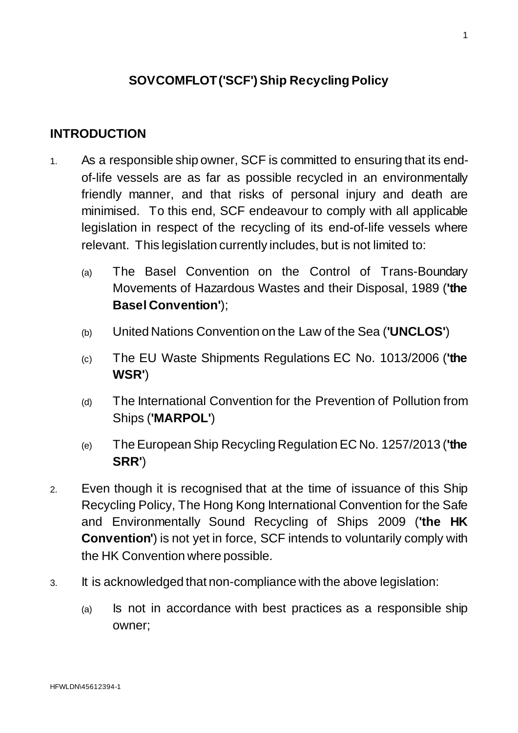# SOVCOMFLOT ('SCF') Ship Recycling Policy

## INTRODUCTION

1. As a responsible ship owner, SCF is committed to ensuring that its end-of-life vessels are as far as possible recycled in an environmentally friendly manner, and that risks of personal injury and death are minimised. To this end, SCF endeavour to comply with all applicable legislation in respect of the recycling of its end-of-life vessels where relevant. This legislation currently includes, but is not limited to:

   (a) The Basel Convention on the Control of Trans-Boundary Movements of Hazardous Wastes and their Disposal, 1989 (**'the Basel Convention'**);

   (b) United Nations Convention on the Law of the Sea (**'UNCLOS'**)

   (c) The EU Waste Shipments Regulations EC No. 1013/2006 (**'the WSR'**)

   (d) The International Convention for the Prevention of Pollution from Ships (**'MARPOL'**)

   (e) The European Ship Recycling Regulation EC No. 1257/2013 (**'the SRR'**)

2. Even though it is recognised that at the time of issuance of this Ship Recycling Policy, The Hong Kong International Convention for the Safe and Environmentally Sound Recycling of Ships 2009 (**'the HK Convention'**) is not yet in force, SCF intends to voluntarily comply with the HK Convention where possible.

3. It is acknowledged that non-compliance with the above legislation:

   (a) Is not in accordance with best practices as a responsible ship owner;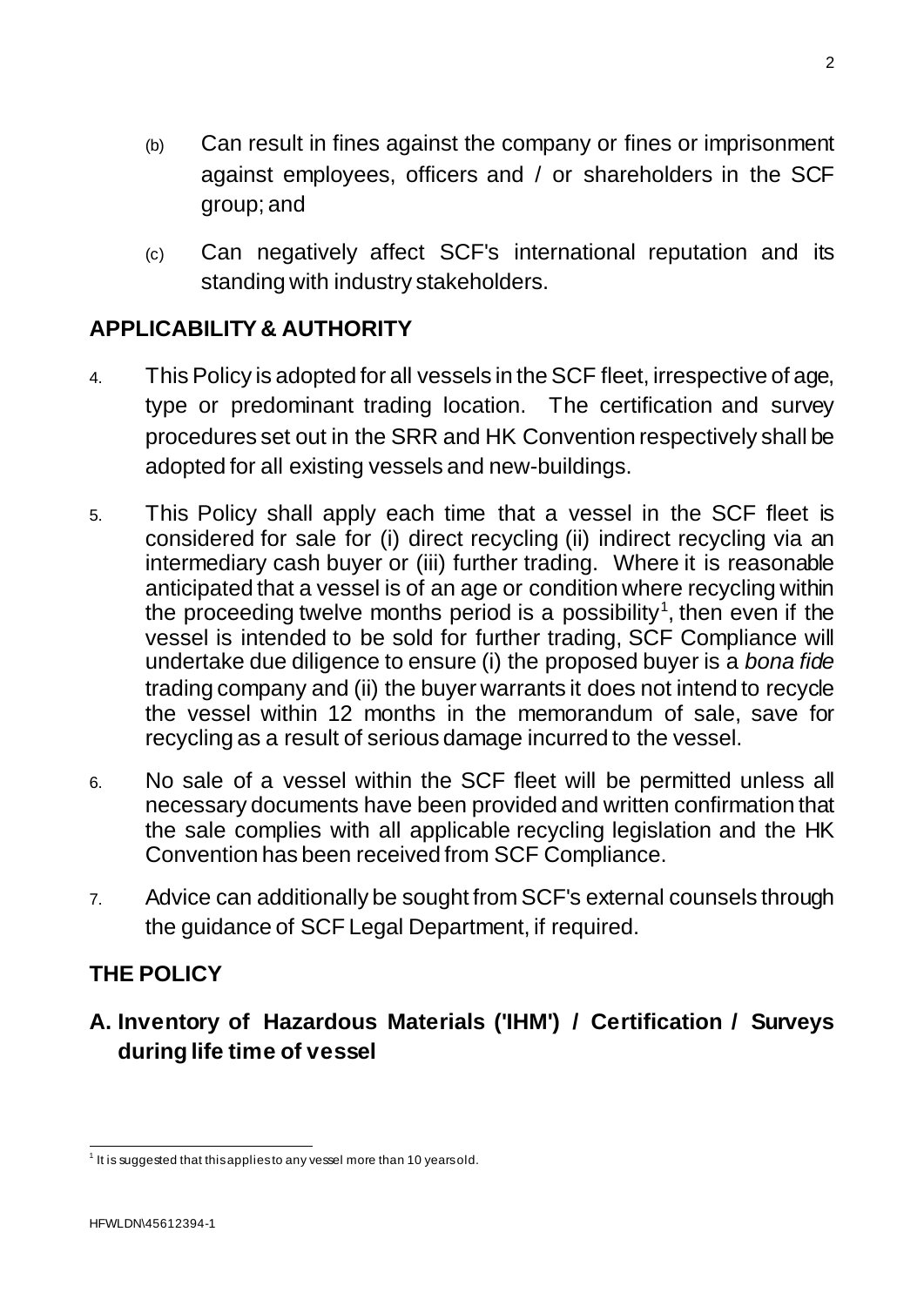(b) Can result in fines against the company or fines or imprisonment against employees, officers and / or shareholders in the SCF group; and

(c) Can negatively affect SCF's international reputation and its standing with industry stakeholders.

## APPLICABILITY & AUTHORITY

4. This Policy is adopted for all vessels in the SCF fleet, irrespective of age, type or predominant trading location. The certification and survey procedures set out in the SRR and HK Convention respectively shall be adopted for all existing vessels and new-buildings.

5. This Policy shall apply each time that a vessel in the SCF fleet is considered for sale for (i) direct recycling (ii) indirect recycling via an intermediary cash buyer or (iii) further trading. Where it is reasonable anticipated that a vessel is of an age or condition where recycling within the proceeding twelve months period is a possibility[1], then even if the vessel is intended to be sold for further trading, SCF Compliance will undertake due diligence to ensure (i) the proposed buyer is a *bona fide* trading company and (ii) the buyer warrants it does not intend to recycle the vessel within 12 months in the memorandum of sale, save for recycling as a result of serious damage incurred to the vessel.

6. No sale of a vessel within the SCF fleet will be permitted unless all necessary documents have been provided and written confirmation that the sale complies with all applicable recycling legislation and the HK Convention has been received from SCF Compliance.

7. Advice can additionally be sought from SCF's external counsels through the guidance of SCF Legal Department, if required.

## THE POLICY

### A. Inventory of Hazardous Materials ('IHM') / Certification / Surveys during life time of vessel

[1] It is suggested that this applies to any vessel more than 10 years old.

HFWLDN\45612394-1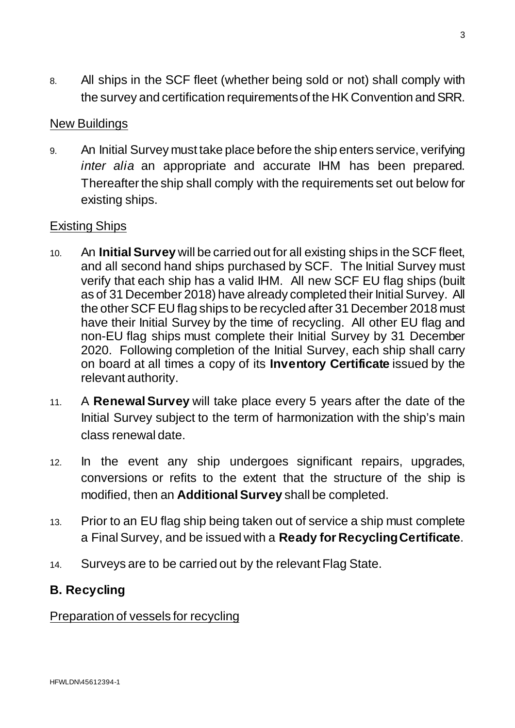8. All ships in the SCF fleet (whether being sold or not) shall comply with the survey and certification requirements of the HK Convention and SRR.

<u>New Buildings</u>

9. An Initial Survey must take place before the ship enters service, verifying *inter alia* an appropriate and accurate IHM has been prepared. Thereafter the ship shall comply with the requirements set out below for existing ships.

<u>Existing Ships</u>

10. An **Initial Survey** will be carried out for all existing ships in the SCF fleet, and all second hand ships purchased by SCF. The Initial Survey must verify that each ship has a valid IHM. All new SCF EU flag ships (built as of 31 December 2018) have already completed their Initial Survey. All the other SCF EU flag ships to be recycled after 31 December 2018 must have their Initial Survey by the time of recycling. All other EU flag and non-EU flag ships must complete their Initial Survey by 31 December 2020. Following completion of the Initial Survey, each ship shall carry on board at all times a copy of its **Inventory Certificate** issued by the relevant authority.

11. A **Renewal Survey** will take place every 5 years after the date of the Initial Survey subject to the term of harmonization with the ship's main class renewal date.

12. In the event any ship undergoes significant repairs, upgrades, conversions or refits to the extent that the structure of the ship is modified, then an **Additional Survey** shall be completed.

13. Prior to an EU flag ship being taken out of service a ship must complete a Final Survey, and be issued with a **Ready for Recycling Certificate**.

14. Surveys are to be carried out by the relevant Flag State.

## B. Recycling

<u>Preparation of vessels for recycling</u>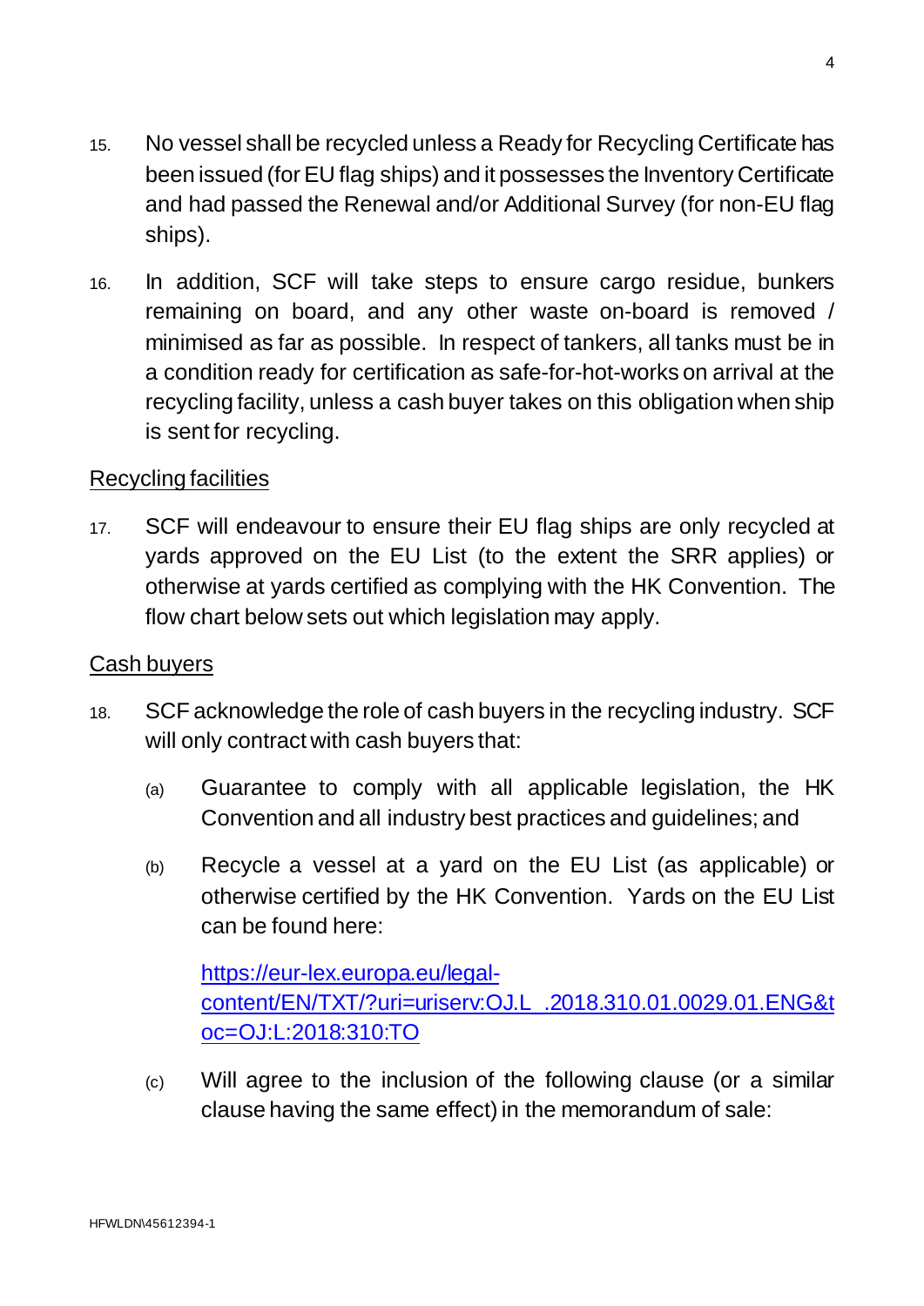15. No vessel shall be recycled unless a Ready for Recycling Certificate has been issued (for EU flag ships) and it possesses the Inventory Certificate and had passed the Renewal and/or Additional Survey (for non-EU flag ships).

16. In addition, SCF will take steps to ensure cargo residue, bunkers remaining on board, and any other waste on-board is removed / minimised as far as possible. In respect of tankers, all tanks must be in a condition ready for certification as safe-for-hot-works on arrival at the recycling facility, unless a cash buyer takes on this obligation when ship is sent for recycling.

<u>Recycling facilities</u>

17. SCF will endeavour to ensure their EU flag ships are only recycled at yards approved on the EU List (to the extent the SRR applies) or otherwise at yards certified as complying with the HK Convention. The flow chart below sets out which legislation may apply.

<u>Cash buyers</u>

18. SCF acknowledge the role of cash buyers in the recycling industry. SCF will only contract with cash buyers that:

    (a) Guarantee to comply with all applicable legislation, the HK Convention and all industry best practices and guidelines; and

    (b) Recycle a vessel at a yard on the EU List (as applicable) or otherwise certified by the HK Convention. Yards on the EU List can be found here:

    [https://eur-lex.europa.eu/legal-content/EN/TXT/?uri=uriserv:OJ.L_.2018.310.01.0029.01.ENG&toc=OJ:L:2018:310:TO](https://eur-lex.europa.eu/legal-content/EN/TXT/?uri=uriserv:OJ.L_.2018.310.01.0029.01.ENG&toc=OJ:L:2018:310:TO)

    (c) Will agree to the inclusion of the following clause (or a similar clause having the same effect) in the memorandum of sale:

HFWLDN\45612394-1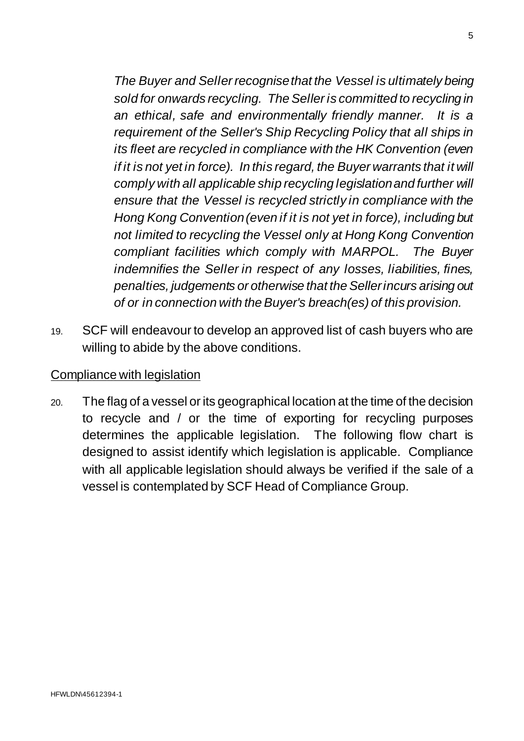*The Buyer and Seller recognise that the Vessel is ultimately being sold for onwards recycling. The Seller is committed to recycling in an ethical, safe and environmentally friendly manner. It is a requirement of the Seller's Ship Recycling Policy that all ships in its fleet are recycled in compliance with the HK Convention (even if it is not yet in force). In this regard, the Buyer warrants that it will comply with all applicable ship recycling legislation and further will ensure that the Vessel is recycled strictly in compliance with the Hong Kong Convention (even if it is not yet in force), including but not limited to recycling the Vessel only at Hong Kong Convention compliant facilities which comply with MARPOL. The Buyer indemnifies the Seller in respect of any losses, liabilities, fines, penalties, judgements or otherwise that the Seller incurs arising out of or in connection with the Buyer's breach(es) of this provision.*

19. SCF will endeavour to develop an approved list of cash buyers who are willing to abide by the above conditions.

## Compliance with legislation

20. The flag of a vessel or its geographical location at the time of the decision to recycle and / or the time of exporting for recycling purposes determines the applicable legislation. The following flow chart is designed to assist identify which legislation is applicable. Compliance with all applicable legislation should always be verified if the sale of a vessel is contemplated by SCF Head of Compliance Group.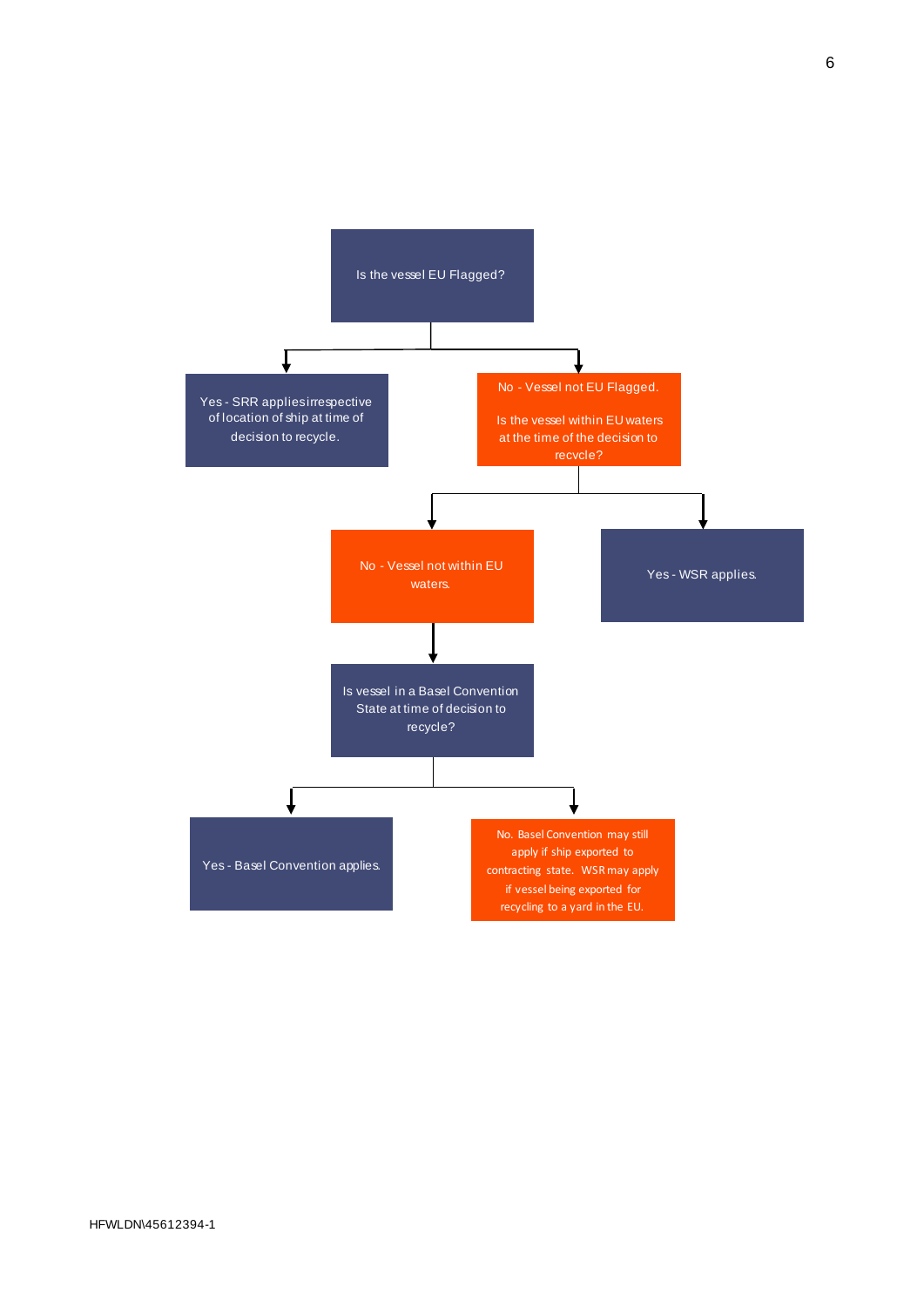Is the vessel EU Flagged?

- **Yes** - SRR applies irrespective of location of ship at time of decision to recycle.
- **No** - Vessel not EU Flagged.

  Is the vessel within EU waters at the time of the decision to recvcle?

  - **Yes** - WSR applies.
  - **No** - Vessel not within EU waters.

    Is vessel in a Basel Convention State at time of decision to recycle?

    - **Yes** - Basel Convention applies.
    - **No.** Basel Convention may still apply if ship exported to contracting state. WSR may apply if vessel being exported for recycling to a yard in the EU.

HFWLDN\45612394-1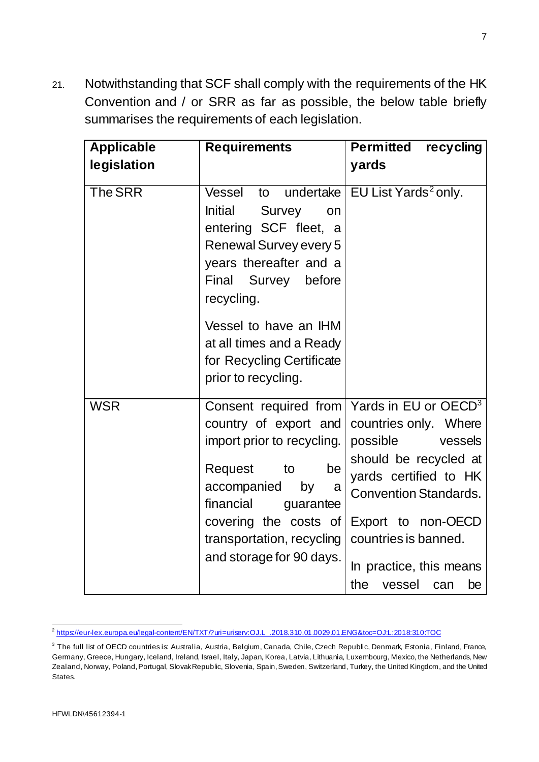21. Notwithstanding that SCF shall comply with the requirements of the HK Convention and / or SRR as far as possible, the below table briefly summarises the requirements of each legislation.

| Applicable legislation | Requirements | Permitted recycling yards |
|---|---|---|
| The SRR | Vessel to undertake Initial Survey on entering SCF fleet, a Renewal Survey every 5 years thereafter and a Final Survey before recycling.<br><br>Vessel to have an IHM at all times and a Ready for Recycling Certificate prior to recycling. | EU List Yards[2] only. |
| WSR | Consent required from country of export and import prior to recycling.<br><br>Request to be accompanied by a financial guarantee covering the costs of transportation, recycling and storage for 90 days. | Yards in EU or OECD[3] countries only. Where possible vessels should be recycled at yards certified to HK Convention Standards.<br><br>Export to non-OECD countries is banned.<br><br>In practice, this means the vessel can be |

[2] https://eur-lex.europa.eu/legal-content/EN/TXT/?uri=uriserv:OJ.L_.2018.310.01.0029.01.ENG&toc=OJ:L:2018:310:TOC

[3] The full list of OECD countries is: Australia, Austria, Belgium, Canada, Chile, Czech Republic, Denmark, Estonia, Finland, France, Germany, Greece, Hungary, Iceland, Ireland, Israel, Italy, Japan, Korea, Latvia, Lithuania, Luxembourg, Mexico, the Netherlands, New Zealand, Norway, Poland, Portugal, Slovak Republic, Slovenia, Spain, Sweden, Switzerland, Turkey, the United Kingdom, and the United States.

HFWLDN\45612394-1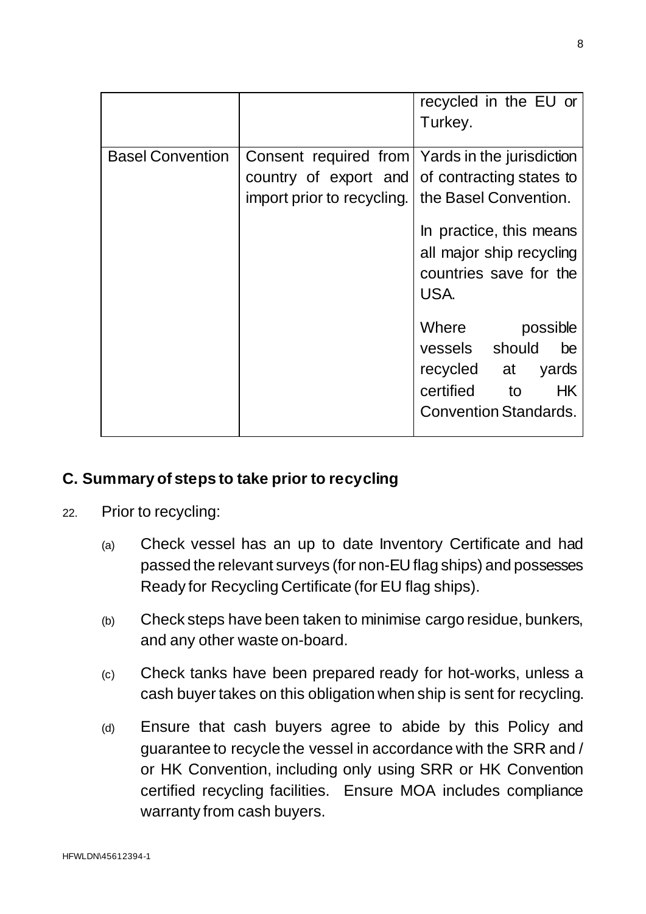| | | |
|---|---|---|
| | | recycled in the EU or Turkey. |
| Basel Convention | Consent required from country of export and import prior to recycling. | Yards in the jurisdiction of contracting states to the Basel Convention.<br><br>In practice, this means all major ship recycling countries save for the USA.<br><br>Where possible vessels should be recycled at yards certified to HK Convention Standards. |

## C. Summary of steps to take prior to recycling

22. Prior to recycling:

    (a) Check vessel has an up to date Inventory Certificate and had passed the relevant surveys (for non-EU flag ships) and possesses Ready for Recycling Certificate (for EU flag ships).

    (b) Check steps have been taken to minimise cargo residue, bunkers, and any other waste on-board.

    (c) Check tanks have been prepared ready for hot-works, unless a cash buyer takes on this obligation when ship is sent for recycling.

    (d) Ensure that cash buyers agree to abide by this Policy and guarantee to recycle the vessel in accordance with the SRR and / or HK Convention, including only using SRR or HK Convention certified recycling facilities. Ensure MOA includes compliance warranty from cash buyers.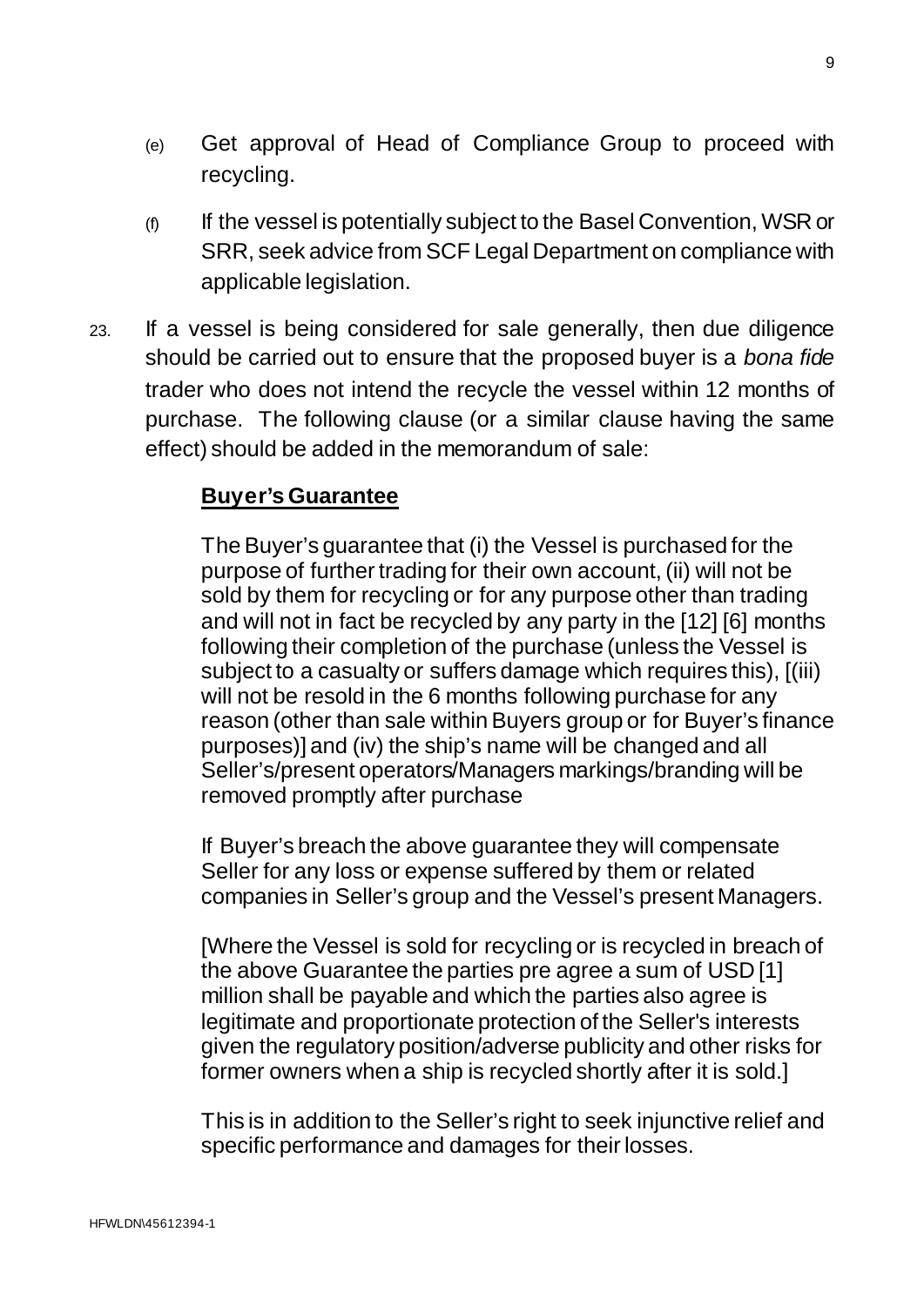(e) Get approval of Head of Compliance Group to proceed with recycling.

(f) If the vessel is potentially subject to the Basel Convention, WSR or SRR, seek advice from SCF Legal Department on compliance with applicable legislation.

23. If a vessel is being considered for sale generally, then due diligence should be carried out to ensure that the proposed buyer is a *bona fide* trader who does not intend the recycle the vessel within 12 months of purchase. The following clause (or a similar clause having the same effect) should be added in the memorandum of sale:

**Buyer's Guarantee**

The Buyer's guarantee that (i) the Vessel is purchased for the purpose of further trading for their own account, (ii) will not be sold by them for recycling or for any purpose other than trading and will not in fact be recycled by any party in the [12] [6] months following their completion of the purchase (unless the Vessel is subject to a casualty or suffers damage which requires this), [(iii) will not be resold in the 6 months following purchase for any reason (other than sale within Buyers group or for Buyer's finance purposes)] and (iv) the ship's name will be changed and all Seller's/present operators/Managers markings/branding will be removed promptly after purchase

If Buyer's breach the above guarantee they will compensate Seller for any loss or expense suffered by them or related companies in Seller's group and the Vessel's present Managers.

[Where the Vessel is sold for recycling or is recycled in breach of the above Guarantee the parties pre agree a sum of USD [1] million shall be payable and which the parties also agree is legitimate and proportionate protection of the Seller's interests given the regulatory position/adverse publicity and other risks for former owners when a ship is recycled shortly after it is sold.]

This is in addition to the Seller's right to seek injunctive relief and specific performance and damages for their losses.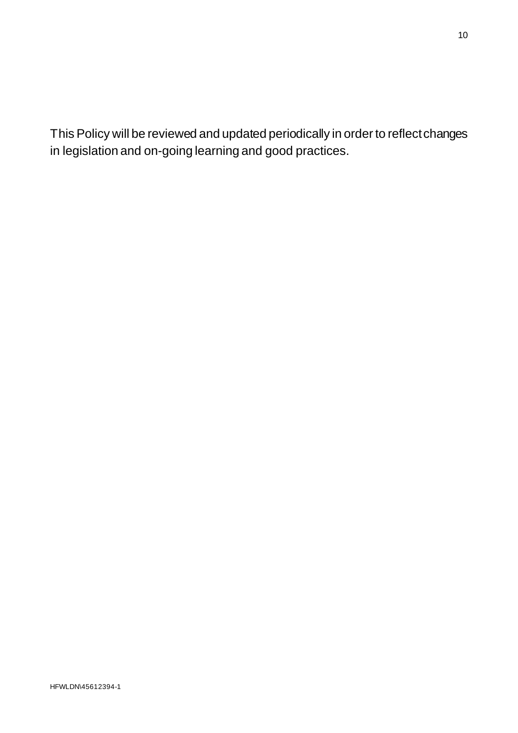This Policy will be reviewed and updated periodically in order to reflect changes in legislation and on-going learning and good practices.